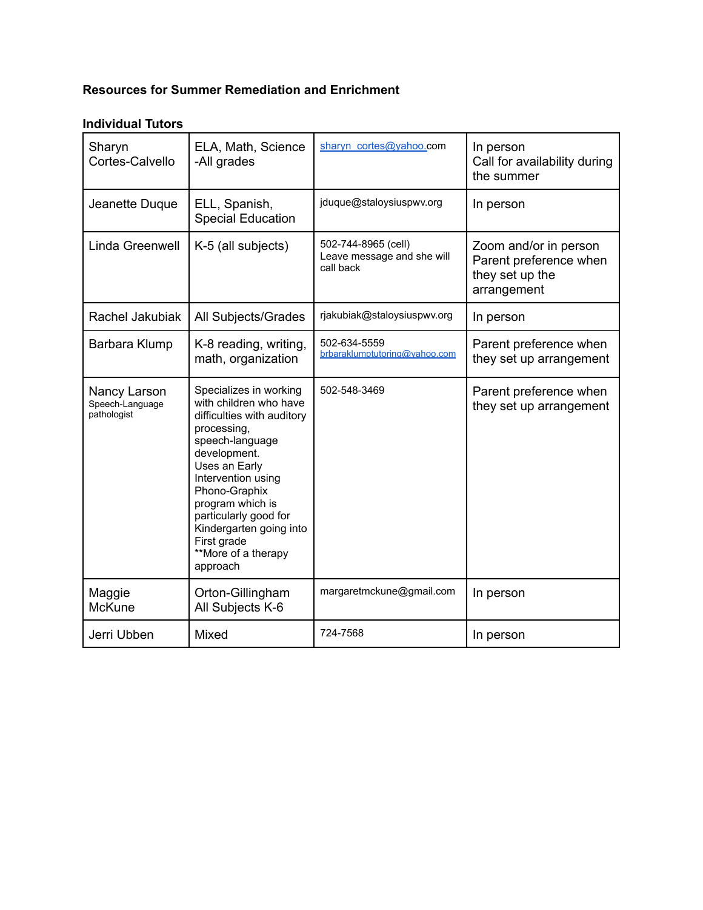**Resources for Summer Remediation and Enrichment**

**Individual Tutors**

| | | | |
|---|---|---|---|
| Sharyn Cortes-Calvello | ELA, Math, Science -All grades | sharyn_cortes@yahoo.com | In person<br>Call for availability during the summer |
| Jeanette Duque | ELL, Spanish, Special Education | jduque@staloysiuspwv.org | In person |
| Linda Greenwell | K-5 (all subjects) | 502-744-8965 (cell)<br>Leave message and she will call back | Zoom and/or in person<br>Parent preference when they set up the arrangement |
| Rachel Jakubiak | All Subjects/Grades | rjakubiak@staloysiuspwv.org | In person |
| Barbara Klump | K-8 reading, writing, math, organization | 502-634-5559<br>brbaraklumptutoring@yahoo.com | Parent preference when they set up arrangement |
| Nancy Larson<br>Speech-Language pathologist | Specializes in working with children who have difficulties with auditory processing, speech-language development.<br>Uses an Early Intervention using Phono-Graphix program which is particularly good for Kindergarten going into First grade<br>**More of a therapy approach | 502-548-3469 | Parent preference when they set up arrangement |
| Maggie McKune | Orton-Gillingham<br>All Subjects K-6 | margaretmckune@gmail.com | In person |
| Jerri Ubben | Mixed | 724-7568 | In person |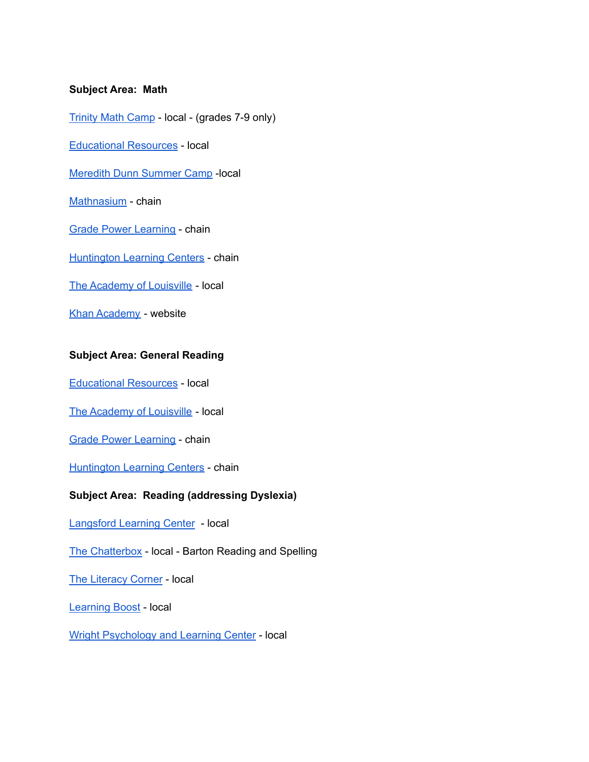**Subject Area: Math**

Trinity Math Camp - local - (grades 7-9 only)

Educational Resources - local

Meredith Dunn Summer Camp -local

Mathnasium - chain

Grade Power Learning - chain

Huntington Learning Centers - chain

The Academy of Louisville - local

Khan Academy - website

**Subject Area: General Reading**

Educational Resources - local

The Academy of Louisville - local

Grade Power Learning - chain

Huntington Learning Centers - chain

**Subject Area: Reading (addressing Dyslexia)**

Langsford Learning Center - local

The Chatterbox - local - Barton Reading and Spelling

The Literacy Corner - local

Learning Boost - local

Wright Psychology and Learning Center - local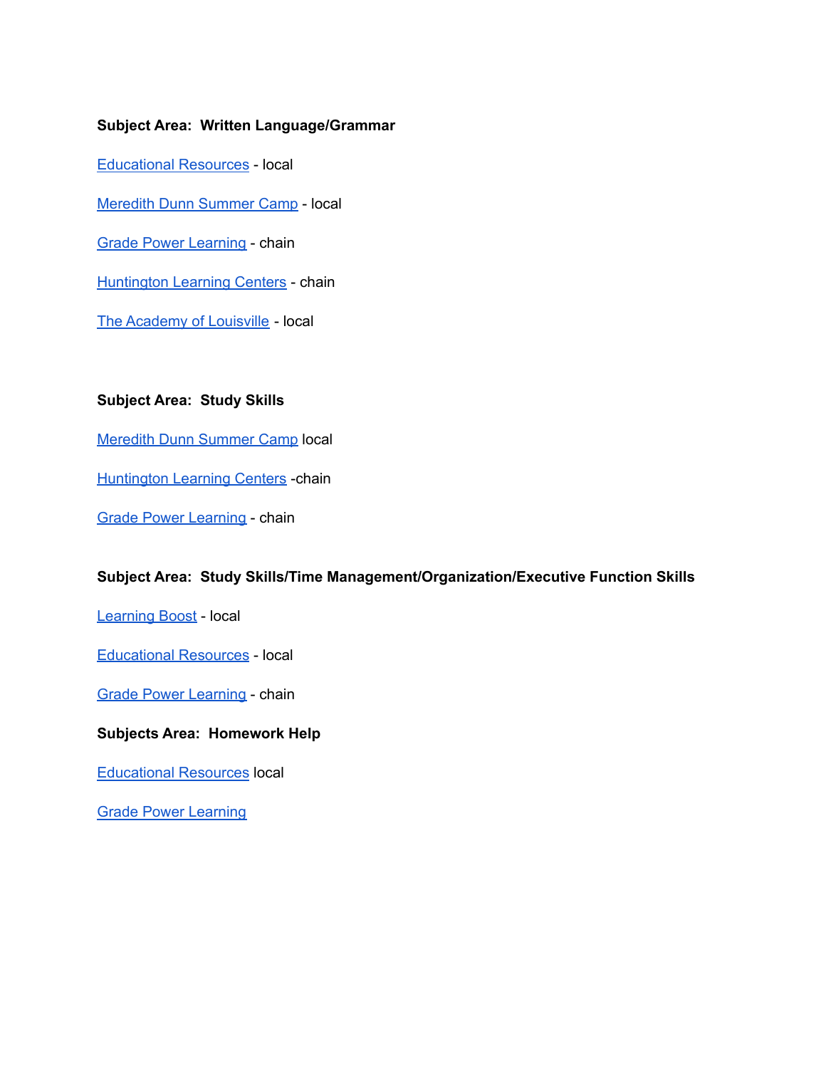**Subject Area: Written Language/Grammar**

Educational Resources - local

Meredith Dunn Summer Camp - local

Grade Power Learning - chain

Huntington Learning Centers - chain

The Academy of Louisville - local

**Subject Area: Study Skills**

Meredith Dunn Summer Camp local

Huntington Learning Centers -chain

Grade Power Learning - chain

**Subject Area: Study Skills/Time Management/Organization/Executive Function Skills**

Learning Boost - local

Educational Resources - local

Grade Power Learning - chain

**Subjects Area: Homework Help**

Educational Resources local

Grade Power Learning